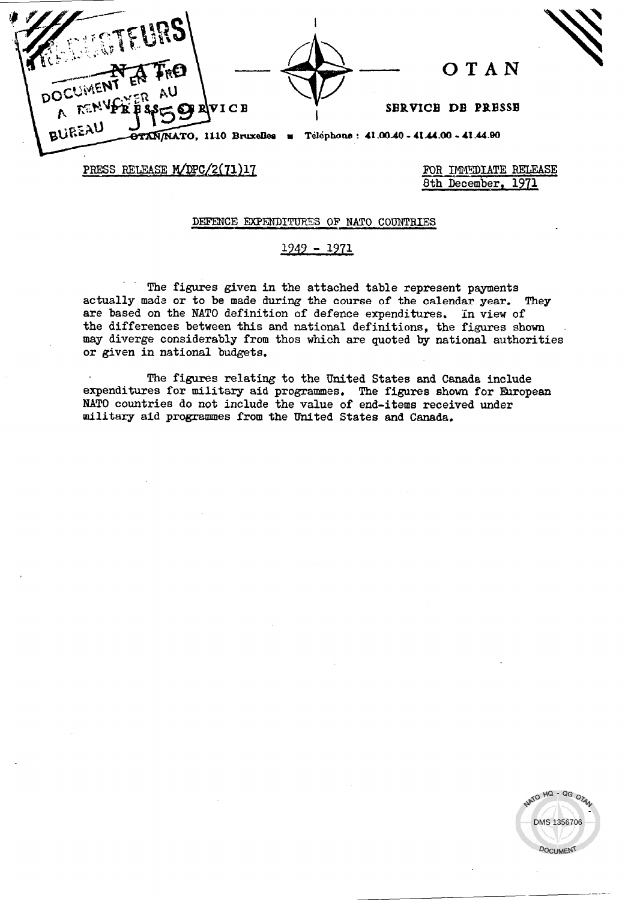OTAN

NATO PRESS SERVICE

SERVICE DE PRESSE

OTAN/NATO, 1110 Bruxelles ■ Téléphone : 41.00.40 - 41.44.00 - 41.44.90

PRESS RELEASE M/DPC/2(71)17

FOR IMMEDIATE RELEASE
8th December, 1971

## DEFENCE EXPENDITURES OF NATO COUNTRIES

## 1949 - 1971

The figures given in the attached table represent payments actually made or to be made during the course of the calendar year. They are based on the NATO definition of defence expenditures. In view of the differences between this and national definitions, the figures shown may diverge considerably from thos which are quoted by national authorities or given in national budgets.

The figures relating to the United States and Canada include expenditures for military aid programmes. The figures shown for European NATO countries do not include the value of end-items received under military aid programmes from the United States and Canada.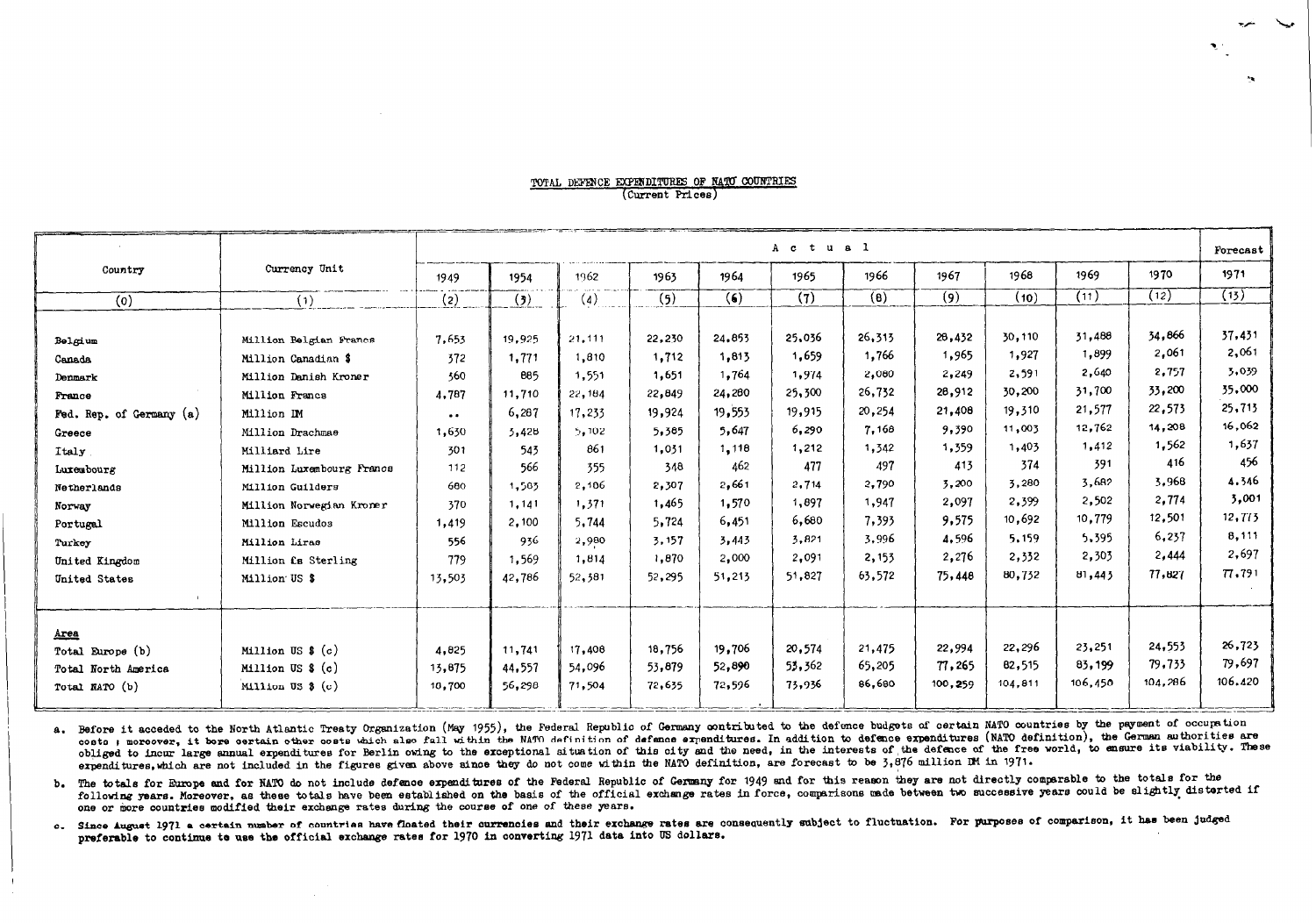TOTAL DEFENCE EXPENDITURES OF NATO COUNTRIES
(Current Prices)

| Country | Currency Unit | Actual | | | | | | | | | | | Forecast |
|---|---|---|---|---|---|---|---|---|---|---|---|---|---|
| | | 1949 | 1954 | 1962 | 1963 | 1964 | 1965 | 1966 | 1967 | 1968 | 1969 | 1970 | 1971 |
| (0) | (1) | (2) | (3) | (4) | (5) | (6) | (7) | (8) | (9) | (10) | (11) | (12) | (13) |
| Belgium | Million Belgian Francs | 7,653 | 19,925 | 21,111 | 22,230 | 24,853 | 25,036 | 26,313 | 28,432 | 30,110 | 31,488 | 34,866 | 37,431 |
| Canada | Million Canadian $ | 372 | 1,771 | 1,810 | 1,712 | 1,813 | 1,659 | 1,766 | 1,965 | 1,927 | 1,899 | 2,061 | 2,061 |
| Denmark | Million Danish Kroner | 360 | 885 | 1,551 | 1,651 | 1,764 | 1,974 | 2,080 | 2,249 | 2,591 | 2,640 | 2,757 | 3,039 |
| France | Million Francs | 4,787 | 11,710 | 22,184 | 22,849 | 24,280 | 25,300 | 26,732 | 28,912 | 30,200 | 31,700 | 33,200 | 35,000 |
| Fed. Rep. of Germany (a) | Million DM | .. | 6,287 | 17,233 | 19,924 | 19,553 | 19,915 | 20,254 | 21,408 | 19,310 | 21,577 | 22,573 | 25,713 |
| Greece | Million Drachmae | 1,630 | 3,428 | 5,102 | 5,385 | 5,647 | 6,290 | 7,168 | 9,390 | 11,003 | 12,762 | 14,208 | 16,062 |
| Italy | Milliard Lire | 301 | 543 | 861 | 1,031 | 1,118 | 1,212 | 1,342 | 1,359 | 1,403 | 1,412 | 1,562 | 1,637 |
| Luxembourg | Million Luxembourg Francs | 112 | 566 | 355 | 348 | 462 | 477 | 497 | 413 | 374 | 391 | 416 | 456 |
| Netherlands | Million Guilders | 680 | 1,503 | 2,106 | 2,307 | 2,661 | 2,714 | 2,790 | 3,200 | 3,280 | 3,682 | 3,968 | 4,346 |
| Norway | Million Norwegian Kroner | 370 | 1,141 | 1,371 | 1,465 | 1,570 | 1,897 | 1,947 | 2,097 | 2,399 | 2,502 | 2,774 | 3,001 |
| Portugal | Million Escudos | 1,419 | 2,100 | 5,744 | 5,724 | 6,451 | 6,680 | 7,393 | 9,575 | 10,692 | 10,779 | 12,501 | 12,773 |
| Turkey | Million Liras | 556 | 936 | 2,980 | 3,157 | 3,443 | 3,821 | 3,996 | 4,596 | 5,159 | 5,395 | 6,237 | 8,111 |
| United Kingdom | Million £s Sterling | 779 | 1,569 | 1,814 | 1,870 | 2,000 | 2,091 | 2,153 | 2,276 | 2,332 | 2,303 | 2,444 | 2,697 |
| United States | Million US $ | 13,503 | 42,786 | 52,381 | 52,295 | 51,213 | 51,827 | 63,572 | 75,448 | 80,732 | 81,443 | 77,827 | 77,791 |
| Area | | | | | | | | | | | | | |
| Total Europe (b) | Million US $ (c) | 4,825 | 11,741 | 17,408 | 18,756 | 19,706 | 20,574 | 21,475 | 22,994 | 22,296 | 23,251 | 24,553 | 26,723 |
| Total North America | Million US $ (c) | 13,875 | 44,557 | 54,096 | 53,879 | 52,890 | 53,362 | 65,205 | 77,265 | 82,515 | 83,199 | 79,733 | 79,697 |
| Total NATO (b) | Million US $ (c) | 18,700 | 56,298 | 71,504 | 72,635 | 72,596 | 73,936 | 86,680 | 100,259 | 104,811 | 106,450 | 104,286 | 106,420 |

a. Before it acceded to the North Atlantic Treaty Organization (May 1955), the Federal Republic of Germany contributed to the defence budgets of certain NATO countries by the payment of occupation costs ; moreover, it bore certain other costs which also fall within the NATO definition of defence expenditures. In addition to defence expenditures (NATO definition), the German authorities are obliged to incur large annual expenditures for Berlin owing to the exceptional situation of this city and the need, in the interests of the defence of the free world, to ensure its viability. These expenditures, which are not included in the figures given above since they do not come within the NATO definition, are forecast to be 3,876 million DM in 1971.

b. The totals for Europe and for NATO do not include defence expenditures of the Federal Republic of Germany for 1949 and for this reason they are not directly comparable to the totals for the following years. Moreover, as these totals have been established on the basis of the official exchange rates in force, comparisons made between two successive years could be slightly distorted if one or more countries modified their exchange rates during the course of one of these years.

c. Since August 1971 a certain number of countries have floated their currencies and their exchange rates are consequently subject to fluctuation. For purposes of comparison, it has been judged preferable to continue to use the official exchange rates for 1970 in converting 1971 data into US dollars.